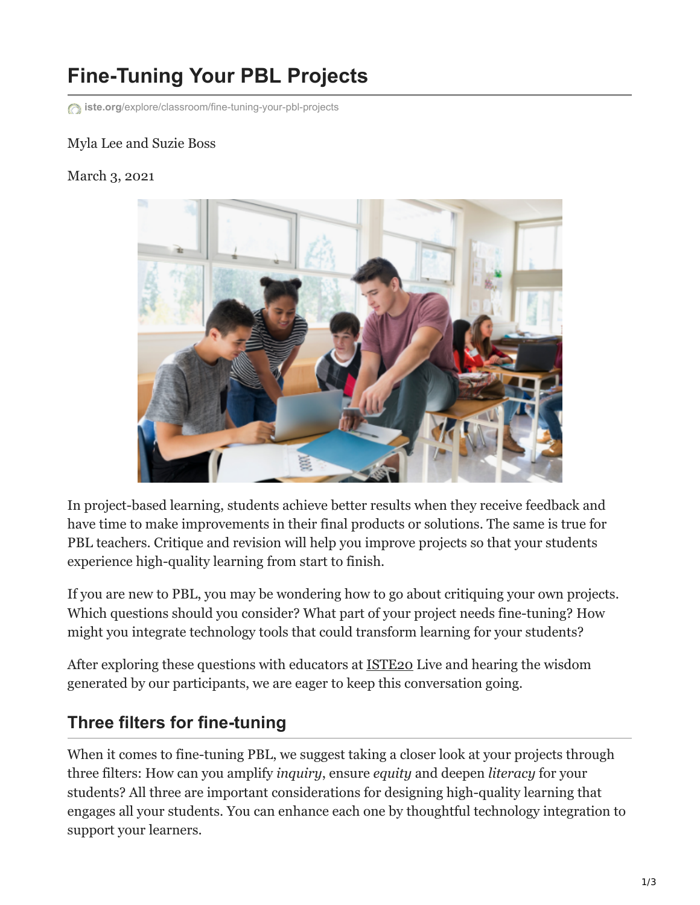# Fine-Tuning Your PBL Projects

iste.org/explore/classroom/fine-tuning-your-pbl-projects

Myla Lee and Suzie Boss

March 3, 2021

In project-based learning, students achieve better results when they receive feedback and have time to make improvements in their final products or solutions. The same is true for PBL teachers. Critique and revision will help you improve projects so that your students experience high-quality learning from start to finish.

If you are new to PBL, you may be wondering how to go about critiquing your own projects. Which questions should you consider? What part of your project needs fine-tuning? How might you integrate technology tools that could transform learning for your students?

After exploring these questions with educators at ISTE20 Live and hearing the wisdom generated by our participants, we are eager to keep this conversation going.

## Three filters for fine-tuning

When it comes to fine-tuning PBL, we suggest taking a closer look at your projects through three filters: How can you amplify *inquiry*, ensure *equity* and deepen *literacy* for your students? All three are important considerations for designing high-quality learning that engages all your students. You can enhance each one by thoughtful technology integration to support your learners.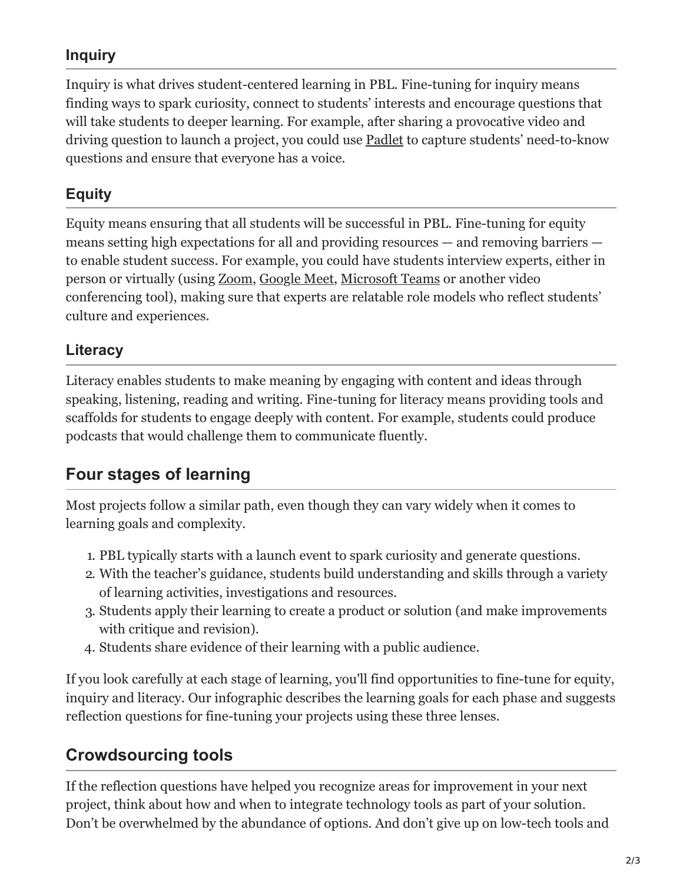### Inquiry

Inquiry is what drives student-centered learning in PBL. Fine-tuning for inquiry means finding ways to spark curiosity, connect to students' interests and encourage questions that will take students to deeper learning. For example, after sharing a provocative video and driving question to launch a project, you could use Padlet to capture students' need-to-know questions and ensure that everyone has a voice.

### Equity

Equity means ensuring that all students will be successful in PBL. Fine-tuning for equity means setting high expectations for all and providing resources — and removing barriers — to enable student success. For example, you could have students interview experts, either in person or virtually (using Zoom, Google Meet, Microsoft Teams or another video conferencing tool), making sure that experts are relatable role models who reflect students' culture and experiences.

### Literacy

Literacy enables students to make meaning by engaging with content and ideas through speaking, listening, reading and writing. Fine-tuning for literacy means providing tools and scaffolds for students to engage deeply with content. For example, students could produce podcasts that would challenge them to communicate fluently.

## Four stages of learning

Most projects follow a similar path, even though they can vary widely when it comes to learning goals and complexity.

1. PBL typically starts with a launch event to spark curiosity and generate questions.
2. With the teacher's guidance, students build understanding and skills through a variety of learning activities, investigations and resources.
3. Students apply their learning to create a product or solution (and make improvements with critique and revision).
4. Students share evidence of their learning with a public audience.

If you look carefully at each stage of learning, you'll find opportunities to fine-tune for equity, inquiry and literacy. Our infographic describes the learning goals for each phase and suggests reflection questions for fine-tuning your projects using these three lenses.

## Crowdsourcing tools

If the reflection questions have helped you recognize areas for improvement in your next project, think about how and when to integrate technology tools as part of your solution. Don't be overwhelmed by the abundance of options. And don't give up on low-tech tools and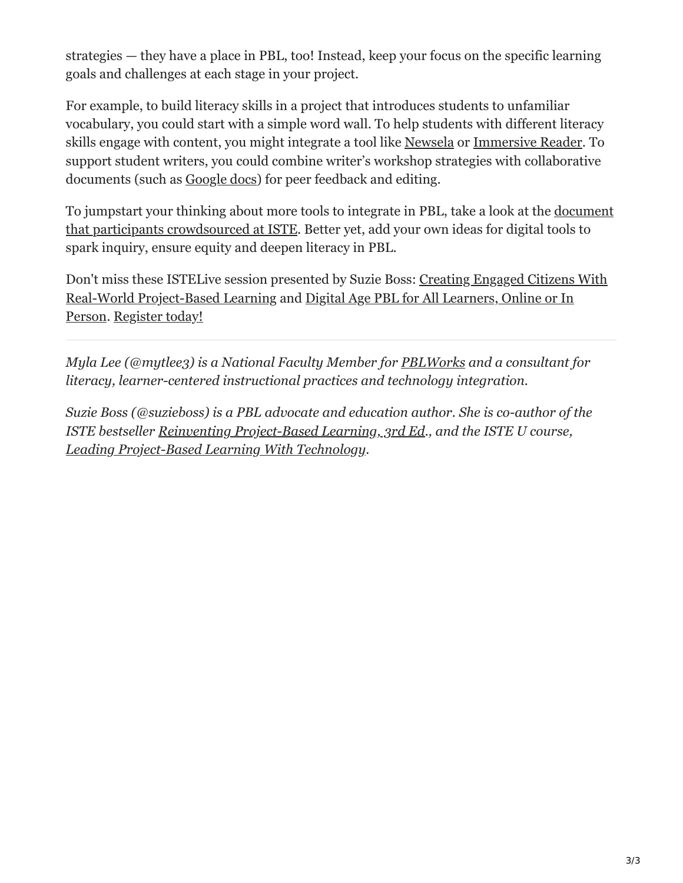strategies — they have a place in PBL, too! Instead, keep your focus on the specific learning goals and challenges at each stage in your project.

For example, to build literacy skills in a project that introduces students to unfamiliar vocabulary, you could start with a simple word wall. To help students with different literacy skills engage with content, you might integrate a tool like Newsela or Immersive Reader. To support student writers, you could combine writer's workshop strategies with collaborative documents (such as Google docs) for peer feedback and editing.

To jumpstart your thinking about more tools to integrate in PBL, take a look at the document that participants crowdsourced at ISTE. Better yet, add your own ideas for digital tools to spark inquiry, ensure equity and deepen literacy in PBL.

Don't miss these ISTELive session presented by Suzie Boss: Creating Engaged Citizens With Real-World Project-Based Learning and Digital Age PBL for All Learners, Online or In Person. Register today!

---

*Myla Lee (@mytlee3) is a National Faculty Member for PBLWorks and a consultant for literacy, learner-centered instructional practices and technology integration.*

*Suzie Boss (@suzieboss) is a PBL advocate and education author. She is co-author of the ISTE bestseller Reinventing Project-Based Learning, 3rd Ed., and the ISTE U course, Leading Project-Based Learning With Technology.*